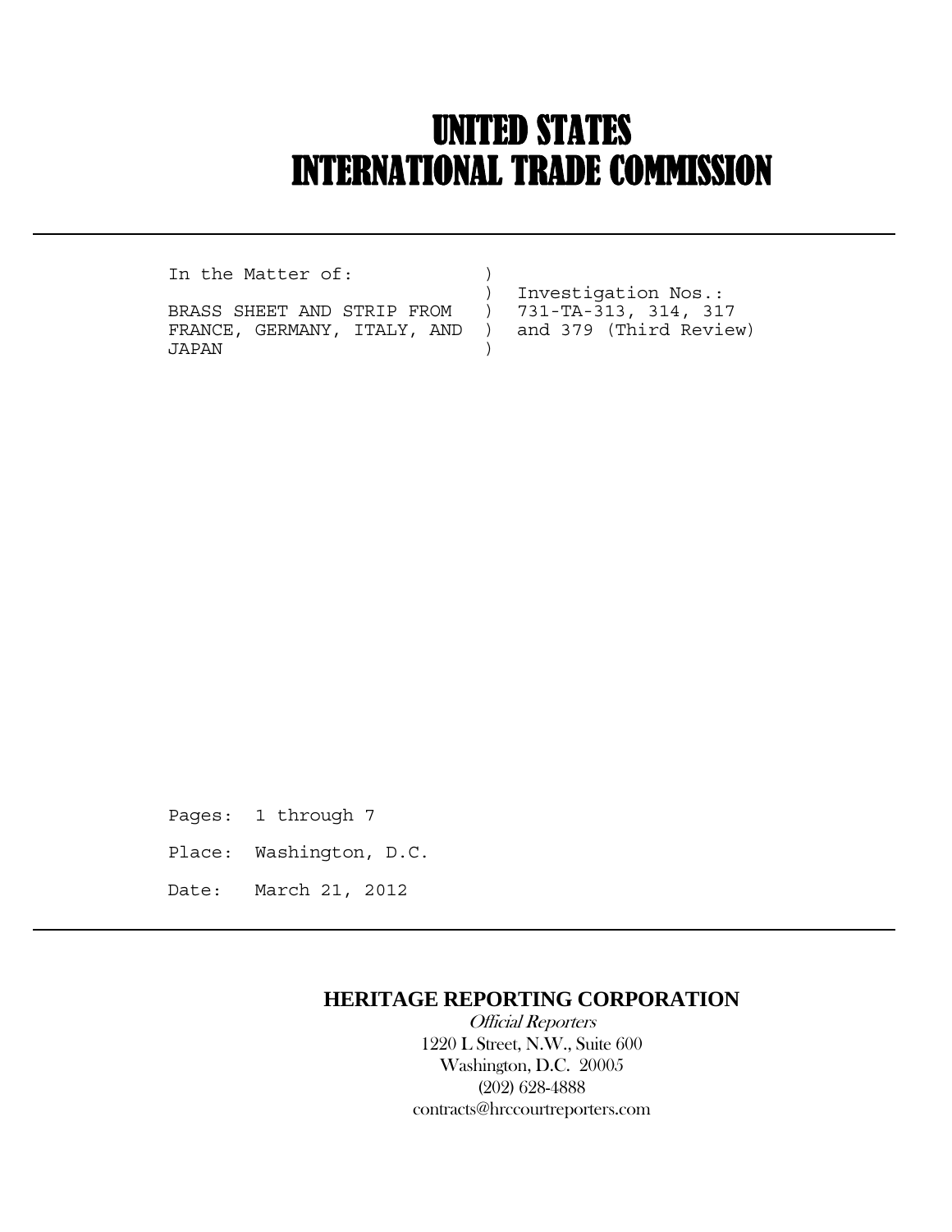# UNITED STATES
# INTERNATIONAL TRADE COMMISSION

```
In the Matter of:            )
                             )  Investigation Nos.:
BRASS SHEET AND STRIP FROM   )  731-TA-313, 314, 317
FRANCE, GERMANY, ITALY, AND  )  and 379 (Third Review)
JAPAN                        )
```

Pages: 1 through 7

Place: Washington, D.C.

Date: March 21, 2012

**HERITAGE REPORTING CORPORATION**

*Official Reporters*

1220 L Street, N.W., Suite 600

Washington, D.C. 20005

(202) 628-4888

contracts@hrccourtreporters.com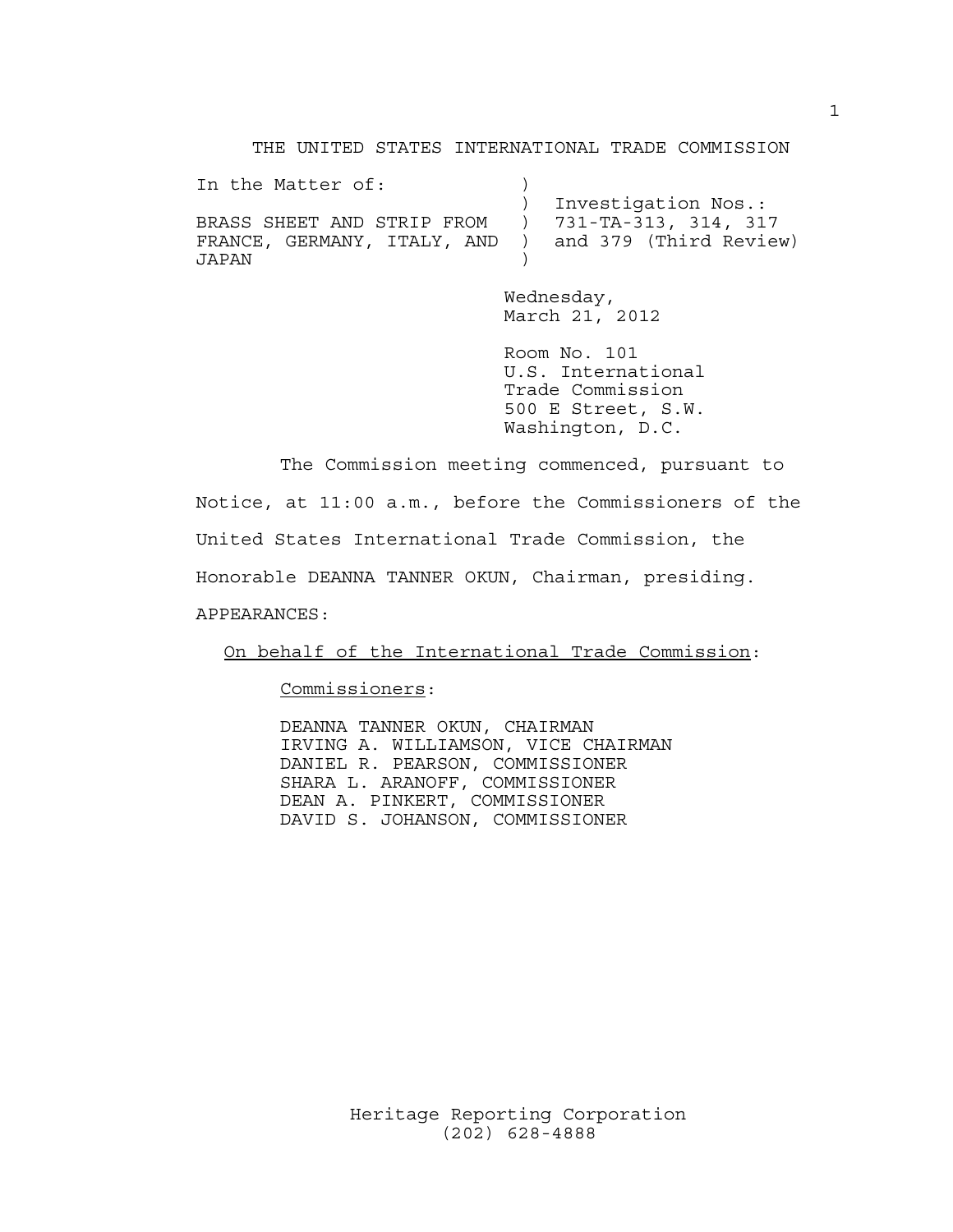THE UNITED STATES INTERNATIONAL TRADE COMMISSION

```
In the Matter of:            )
                             )  Investigation Nos.:
BRASS SHEET AND STRIP FROM   )  731-TA-313, 314, 317
FRANCE, GERMANY, ITALY, AND  )  and 379 (Third Review)
JAPAN                        )
```

Wednesday,
March 21, 2012

Room No. 101
U.S. International
Trade Commission
500 E Street, S.W.
Washington, D.C.

The Commission meeting commenced, pursuant to Notice, at 11:00 a.m., before the Commissioners of the United States International Trade Commission, the Honorable DEANNA TANNER OKUN, Chairman, presiding.

APPEARANCES:

On behalf of the International Trade Commission:

Commissioners:

DEANNA TANNER OKUN, CHAIRMAN
IRVING A. WILLIAMSON, VICE CHAIRMAN
DANIEL R. PEARSON, COMMISSIONER
SHARA L. ARANOFF, COMMISSIONER
DEAN A. PINKERT, COMMISSIONER
DAVID S. JOHANSON, COMMISSIONER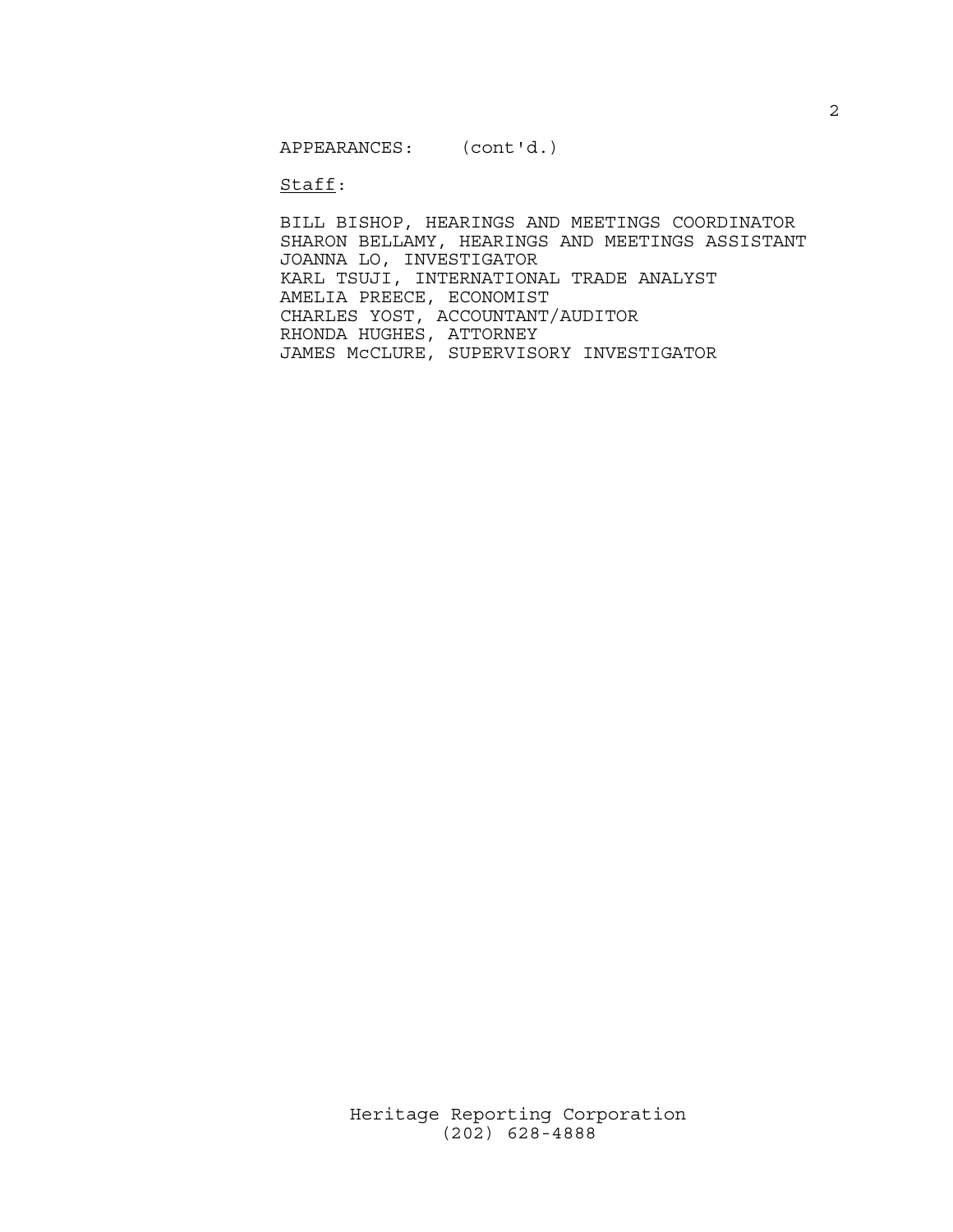APPEARANCES: (cont'd.)

Staff:

BILL BISHOP, HEARINGS AND MEETINGS COORDINATOR
SHARON BELLAMY, HEARINGS AND MEETINGS ASSISTANT
JOANNA LO, INVESTIGATOR
KARL TSUJI, INTERNATIONAL TRADE ANALYST
AMELIA PREECE, ECONOMIST
CHARLES YOST, ACCOUNTANT/AUDITOR
RHONDA HUGHES, ATTORNEY
JAMES McCLURE, SUPERVISORY INVESTIGATOR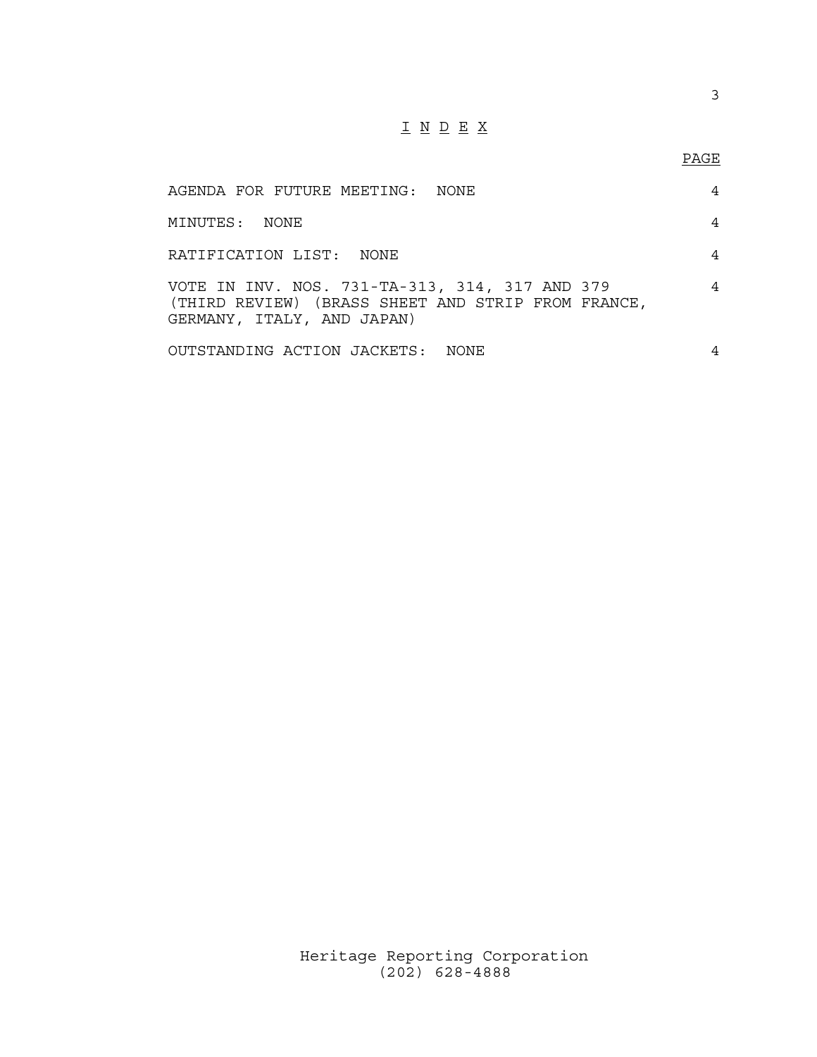# I N D E X

| | PAGE |
|---|---|
| AGENDA FOR FUTURE MEETING: NONE | 4 |
| MINUTES: NONE | 4 |
| RATIFICATION LIST: NONE | 4 |
| VOTE IN INV. NOS. 731-TA-313, 314, 317 AND 379 (THIRD REVIEW) (BRASS SHEET AND STRIP FROM FRANCE, GERMANY, ITALY, AND JAPAN) | 4 |
| OUTSTANDING ACTION JACKETS: NONE | 4 |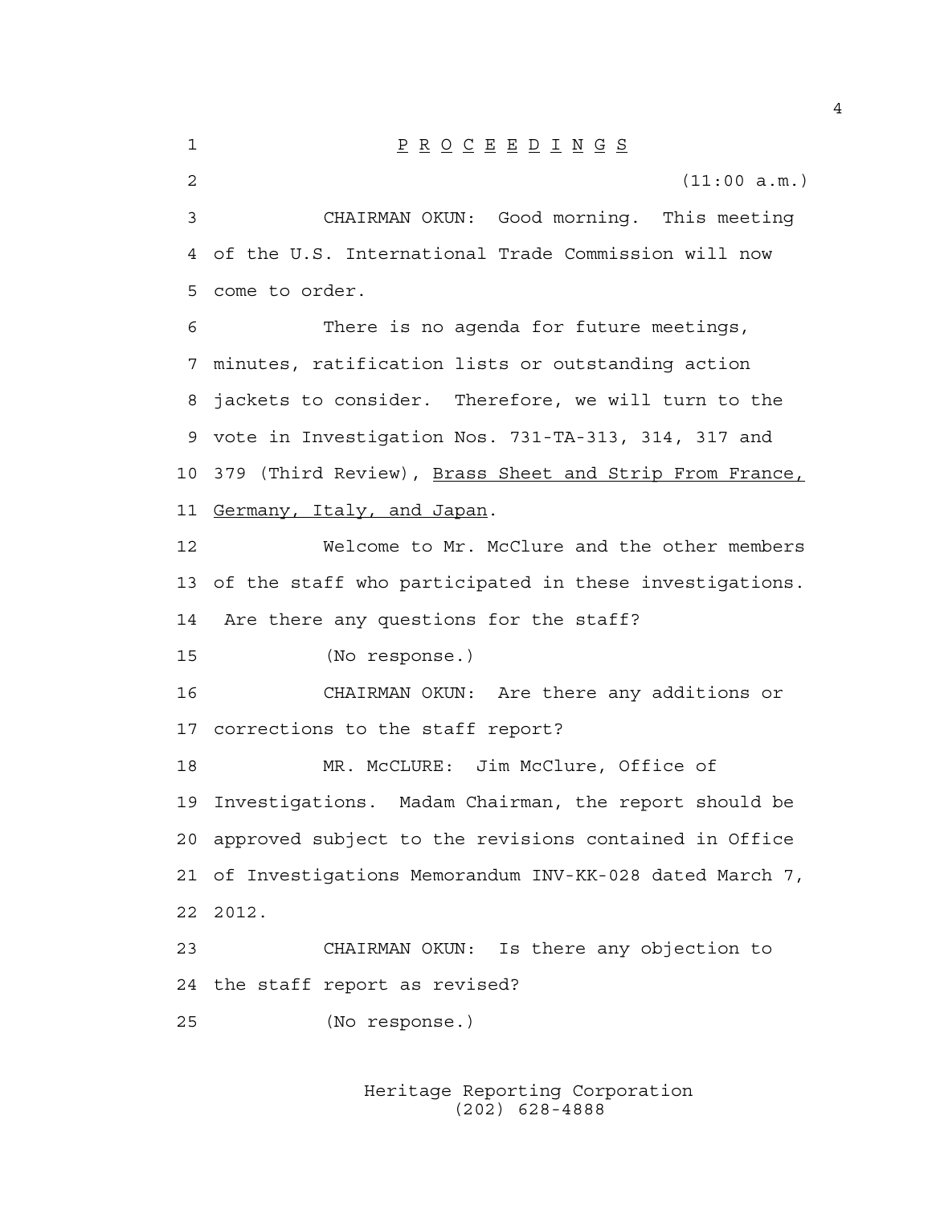# P R O C E E D I N G S

(11:00 a.m.)

CHAIRMAN OKUN: Good morning. This meeting of the U.S. International Trade Commission will now come to order.

There is no agenda for future meetings, minutes, ratification lists or outstanding action jackets to consider. Therefore, we will turn to the vote in Investigation Nos. 731-TA-313, 314, 317 and 379 (Third Review), Brass Sheet and Strip From France, Germany, Italy, and Japan.

Welcome to Mr. McClure and the other members of the staff who participated in these investigations. Are there any questions for the staff?

(No response.)

CHAIRMAN OKUN: Are there any additions or corrections to the staff report?

MR. McCLURE: Jim McClure, Office of Investigations. Madam Chairman, the report should be approved subject to the revisions contained in Office of Investigations Memorandum INV-KK-028 dated March 7, 2012.

CHAIRMAN OKUN: Is there any objection to the staff report as revised?

(No response.)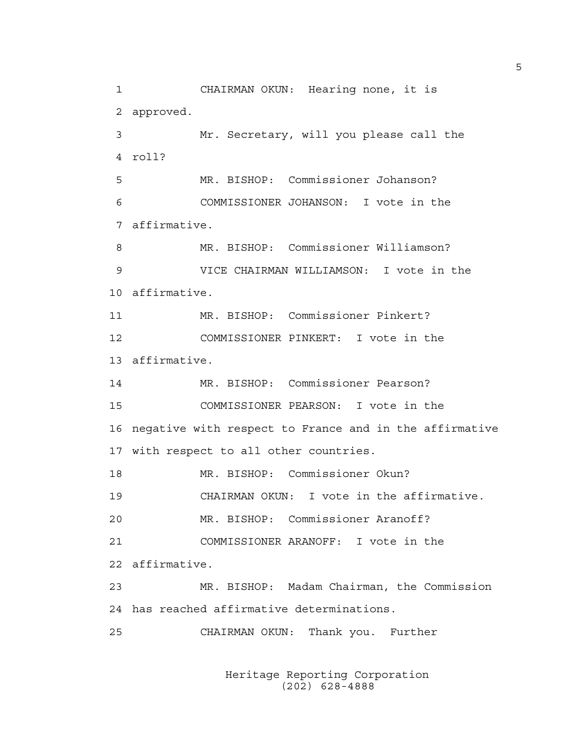CHAIRMAN OKUN: Hearing none, it is approved.

Mr. Secretary, will you please call the roll?

MR. BISHOP: Commissioner Johanson?

COMMISSIONER JOHANSON: I vote in the affirmative.

MR. BISHOP: Commissioner Williamson?

VICE CHAIRMAN WILLIAMSON: I vote in the affirmative.

MR. BISHOP: Commissioner Pinkert?

COMMISSIONER PINKERT: I vote in the affirmative.

MR. BISHOP: Commissioner Pearson?

COMMISSIONER PEARSON: I vote in the negative with respect to France and in the affirmative with respect to all other countries.

MR. BISHOP: Commissioner Okun?

CHAIRMAN OKUN: I vote in the affirmative.

MR. BISHOP: Commissioner Aranoff?

COMMISSIONER ARANOFF: I vote in the affirmative.

MR. BISHOP: Madam Chairman, the Commission has reached affirmative determinations.

CHAIRMAN OKUN: Thank you. Further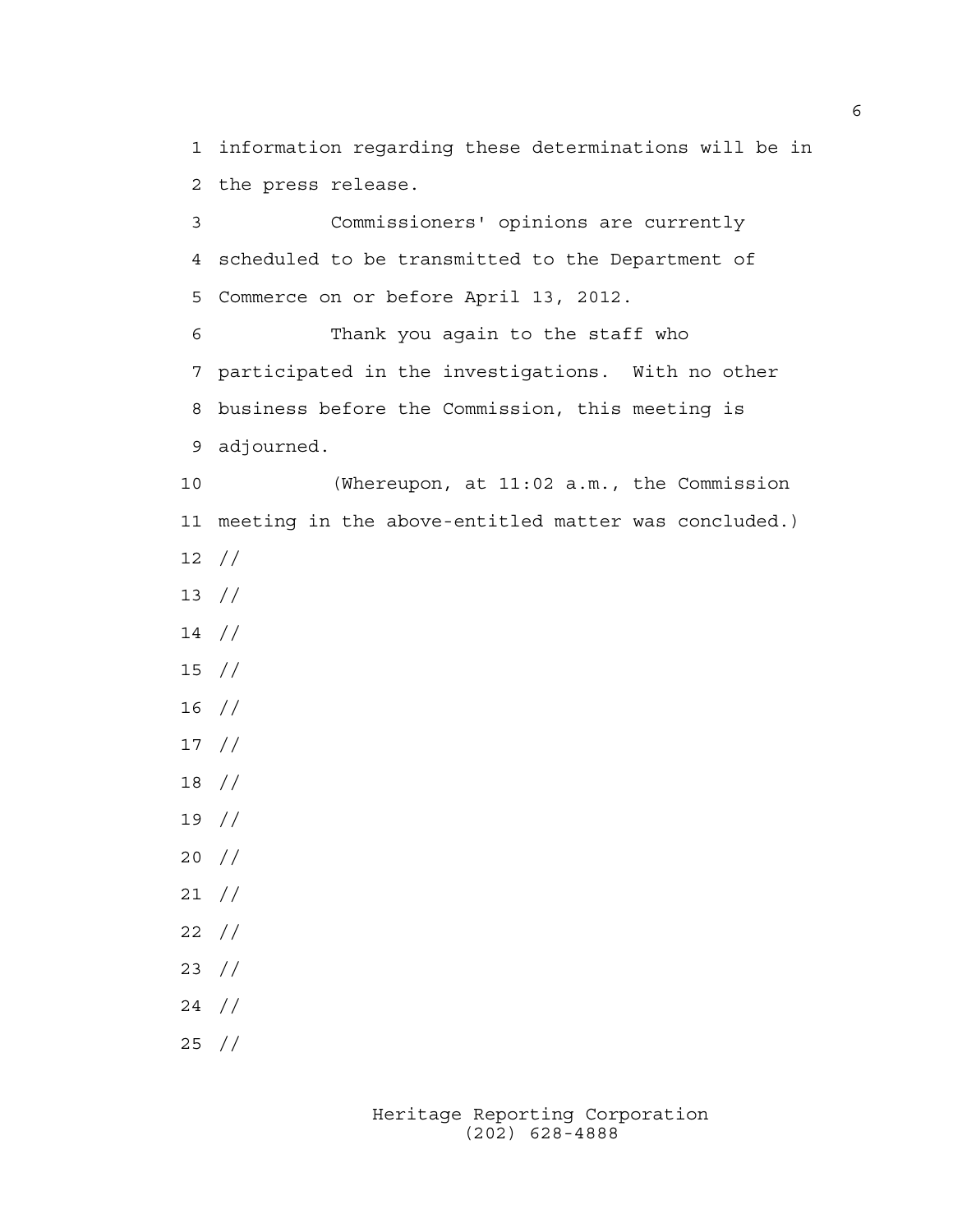information regarding these determinations will be in the press release.

Commissioners' opinions are currently scheduled to be transmitted to the Department of Commerce on or before April 13, 2012.

Thank you again to the staff who participated in the investigations. With no other business before the Commission, this meeting is adjourned.

(Whereupon, at 11:02 a.m., the Commission meeting in the above-entitled matter was concluded.)

//

//

//

//

//

//

//

//

//

//

//

//

//

//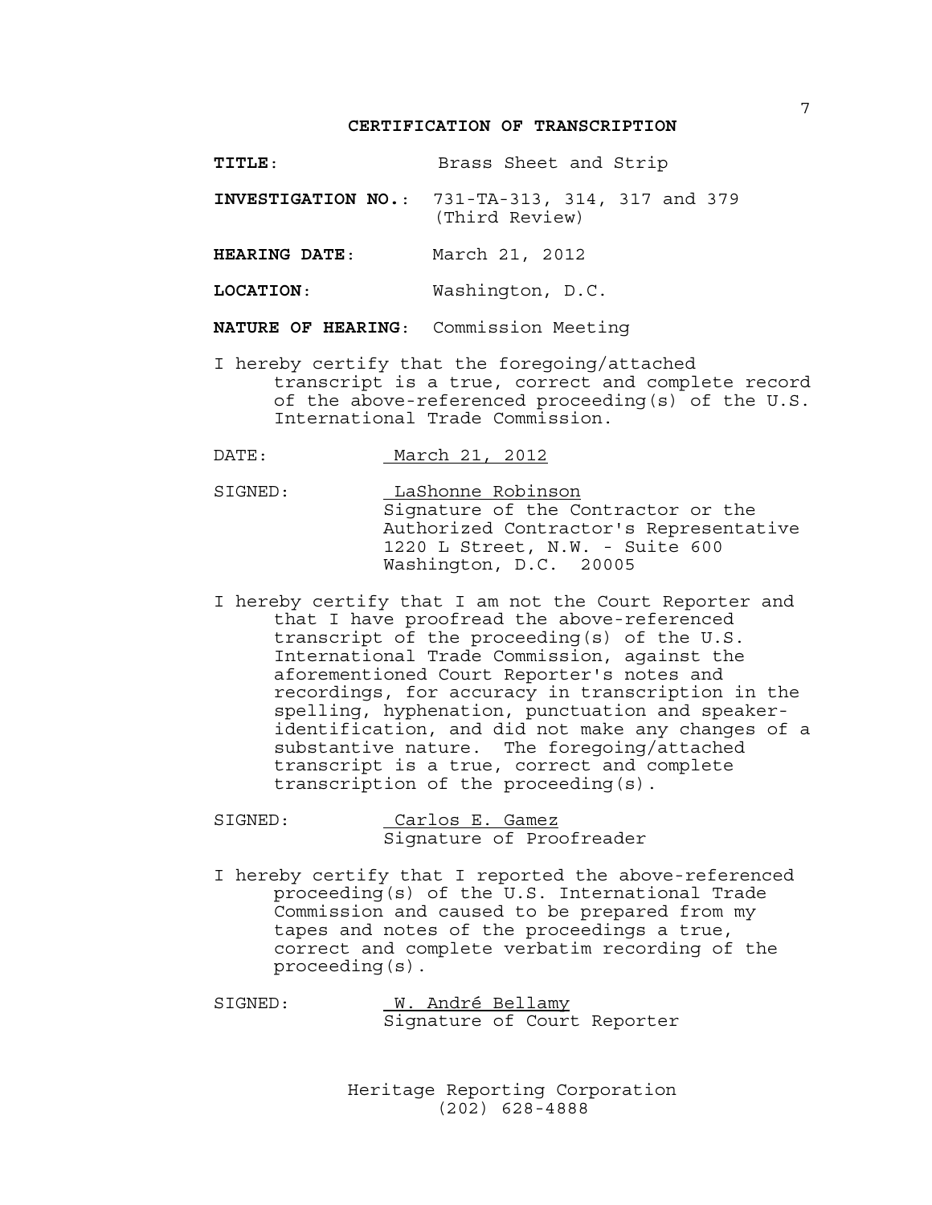# CERTIFICATION OF TRANSCRIPTION

**TITLE**: Brass Sheet and Strip

**INVESTIGATION NO.**: 731-TA-313, 314, 317 and 379 (Third Review)

**HEARING DATE**: March 21, 2012

**LOCATION**: Washington, D.C.

**NATURE OF HEARING**: Commission Meeting

I hereby certify that the foregoing/attached transcript is a true, correct and complete record of the above-referenced proceeding(s) of the U.S. International Trade Commission.

DATE: March 21, 2012

SIGNED: LaShonne Robinson
Signature of the Contractor or the Authorized Contractor's Representative
1220 L Street, N.W. - Suite 600
Washington, D.C. 20005

I hereby certify that I am not the Court Reporter and that I have proofread the above-referenced transcript of the proceeding(s) of the U.S. International Trade Commission, against the aforementioned Court Reporter's notes and recordings, for accuracy in transcription in the spelling, hyphenation, punctuation and speaker-identification, and did not make any changes of a substantive nature. The foregoing/attached transcript is a true, correct and complete transcription of the proceeding(s).

SIGNED: Carlos E. Gamez
Signature of Proofreader

I hereby certify that I reported the above-referenced proceeding(s) of the U.S. International Trade Commission and caused to be prepared from my tapes and notes of the proceedings a true, correct and complete verbatim recording of the proceeding(s).

SIGNED: W. André Bellamy
Signature of Court Reporter

Heritage Reporting Corporation
(202) 628-4888